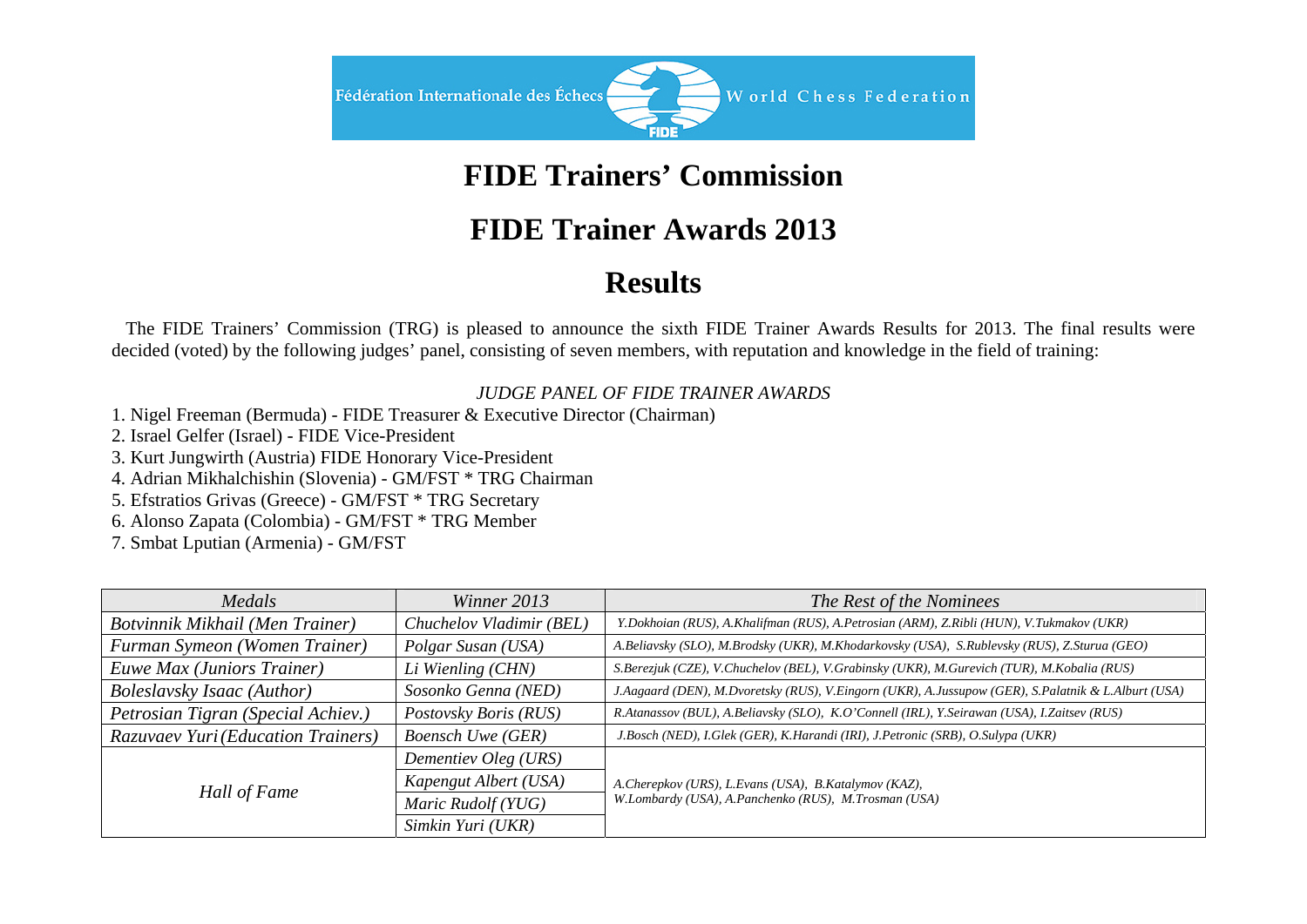Fédération Internationale des Échecs — World Chess Federation — FIDE

# FIDE Trainers' Commission

# FIDE Trainer Awards 2013

# Results

The FIDE Trainers' Commission (TRG) is pleased to announce the sixth FIDE Trainer Awards Results for 2013. The final results were decided (voted) by the following judges' panel, consisting of seven members, with reputation and knowledge in the field of training:

*JUDGE PANEL OF FIDE TRAINER AWARDS*

1. Nigel Freeman (Bermuda) - FIDE Treasurer & Executive Director (Chairman)
2. Israel Gelfer (Israel) - FIDE Vice-President
3. Kurt Jungwirth (Austria) FIDE Honorary Vice-President
4. Adrian Mikhalchishin (Slovenia) - GM/FST * TRG Chairman
5. Efstratios Grivas (Greece) - GM/FST * TRG Secretary
6. Alonso Zapata (Colombia) - GM/FST * TRG Member
7. Smbat Lputian (Armenia) - GM/FST

| *Medals* | *Winner 2013* | *The Rest of the Nominees* |
|---|---|---|
| *Botvinnik Mikhail (Men Trainer)* | *Chuchelov Vladimir (BEL)* | *Y.Dokhoian (RUS), A.Khalifman (RUS), A.Petrosian (ARM), Z.Ribli (HUN), V.Tukmakov (UKR)* |
| *Furman Symeon (Women Trainer)* | *Polgar Susan (USA)* | *A.Beliavsky (SLO), M.Brodsky (UKR), M.Khodarkovsky (USA), S.Rublevsky (RUS), Z.Sturua (GEO)* |
| *Euwe Max (Juniors Trainer)* | *Li Wienling (CHN)* | *S.Berezjuk (CZE), V.Chuchelov (BEL), V.Grabinsky (UKR), M.Gurevich (TUR), M.Kobalia (RUS)* |
| *Boleslavsky Isaac (Author)* | *Sosonko Genna (NED)* | *J.Aagaard (DEN), M.Dvoretsky (RUS), V.Eingorn (UKR), A.Jussupow (GER), S.Palatnik & L.Albürt (USA)* |
| *Petrosian Tigran (Special Achiev.)* | *Postovsky Boris (RUS)* | *R.Atanassov (BUL), A.Beliavsky (SLO), K.O'Connell (IRL), Y.Seirawan (USA), I.Zaitsev (RUS)* |
| *Razuvaev Yuri (Education Trainers)* | *Boensch Uwe (GER)* | *J.Bosch (NED), I.Glek (GER), K.Harandi (IRI), J.Petronic (SRB), O.Sulypa (UKR)* |
| *Hall of Fame* | *Dementiev Oleg (URS)* | *A.Cherepkov (URS), L.Evans (USA), B.Katalymov (KAZ), W.Lombardy (USA), A.Panchenko (RUS), M.Trosman (USA)* |
| | *Kapengut Albert (USA)* | |
| | *Maric Rudolf (YUG)* | |
| | *Simkin Yuri (UKR)* | |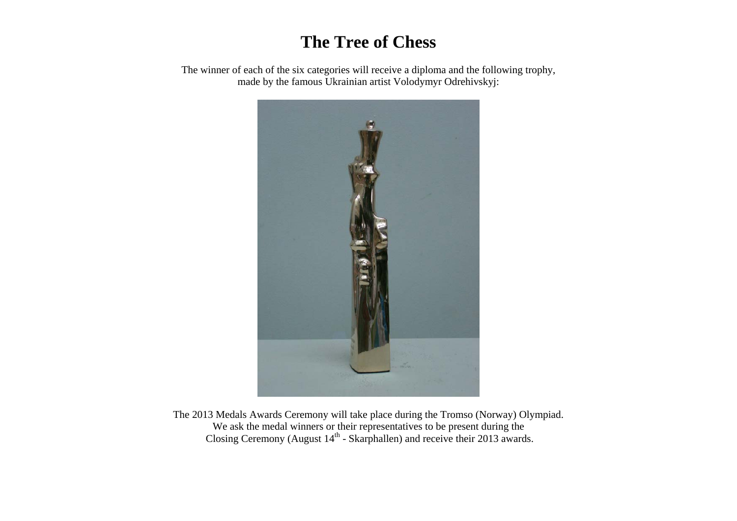# The Tree of Chess

The winner of each of the six categories will receive a diploma and the following trophy, made by the famous Ukrainian artist Volodymyr Odrehivskyj:

The 2013 Medals Awards Ceremony will take place during the Tromso (Norway) Olympiad. We ask the medal winners or their representatives to be present during the Closing Ceremony (August 14th - Skarphallen) and receive their 2013 awards.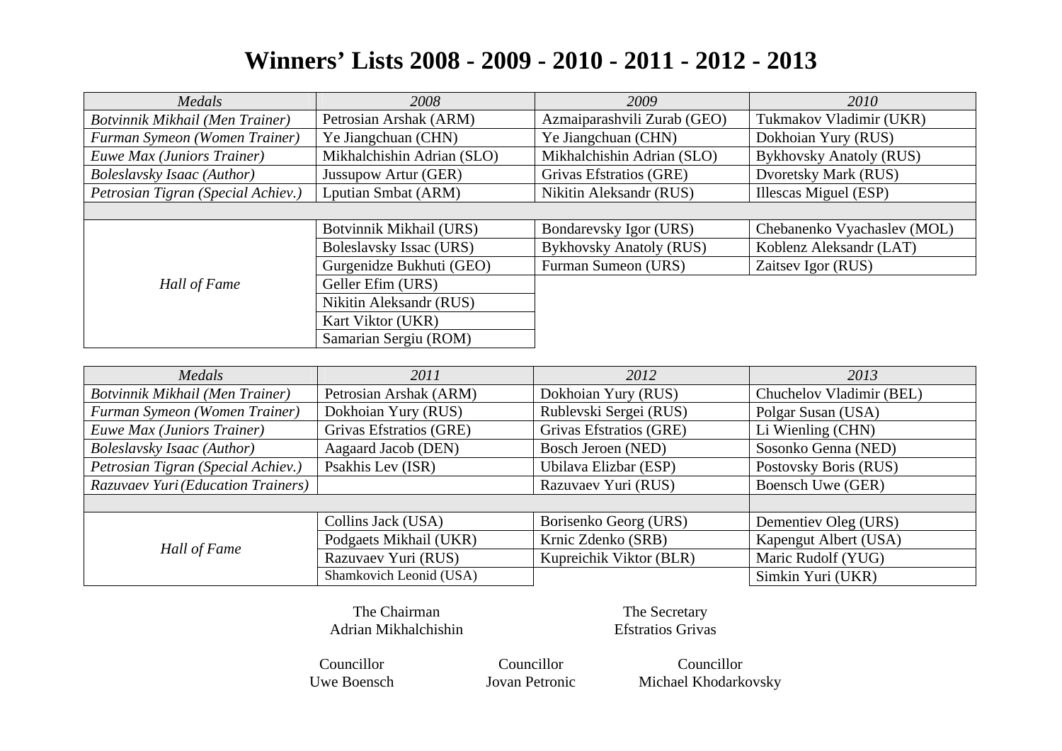# Winners' Lists 2008 - 2009 - 2010 - 2011 - 2012 - 2013

| *Medals* | *2008* | *2009* | *2010* |
|---|---|---|---|
| *Botvinnik Mikhail (Men Trainer)* | Petrosian Arshak (ARM) | Azmaiparashvili Zurab (GEO) | Tukmakov Vladimir (UKR) |
| *Furman Symeon (Women Trainer)* | Ye Jiangchuan (CHN) | Ye Jiangchuan (CHN) | Dokhoian Yury (RUS) |
| *Euwe Max (Juniors Trainer)* | Mikhalchishin Adrian (SLO) | Mikhalchishin Adrian (SLO) | Bykhovsky Anatoly (RUS) |
| *Boleslavsky Isaac (Author)* | Jussupow Artur (GER) | Grivas Efstratios (GRE) | Dvoretsky Mark (RUS) |
| *Petrosian Tigran (Special Achiev.)* | Lputian Smbat (ARM) | Nikitin Aleksandr (RUS) | Illescas Miguel (ESP) |
| | | | |
| *Hall of Fame* | Botvinnik Mikhail (URS) | Bondarevsky Igor (URS) | Chebanenko Vyachaslev (MOL) |
| | Boleslavsky Issac (URS) | Bykhovsky Anatoly (RUS) | Koblenz Aleksandr (LAT) |
| | Gurgenidze Bukhuti (GEO) | Furman Sumeon (URS) | Zaitsev Igor (RUS) |
| | Geller Efim (URS) | | |
| | Nikitin Aleksandr (RUS) | | |
| | Kart Viktor (UKR) | | |
| | Samarian Sergiu (ROM) | | |

| *Medals* | *2011* | *2012* | *2013* |
|---|---|---|---|
| *Botvinnik Mikhail (Men Trainer)* | Petrosian Arshak (ARM) | Dokhoian Yury (RUS) | Chuchelov Vladimir (BEL) |
| *Furman Symeon (Women Trainer)* | Dokhoian Yury (RUS) | Rublevski Sergei (RUS) | Polgar Susan (USA) |
| *Euwe Max (Juniors Trainer)* | Grivas Efstratios (GRE) | Grivas Efstratios (GRE) | Li Wienling (CHN) |
| *Boleslavsky Isaac (Author)* | Aagaard Jacob (DEN) | Bosch Jeroen (NED) | Sosonko Genna (NED) |
| *Petrosian Tigran (Special Achiev.)* | Psakhis Lev (ISR) | Ubilava Elizbar (ESP) | Postovsky Boris (RUS) |
| *Razuvaev Yuri (Education Trainers)* | | Razuvaev Yuri (RUS) | Boensch Uwe (GER) |
| | | | |
| *Hall of Fame* | Collins Jack (USA) | Borisenko Georg (URS) | Dementiev Oleg (URS) |
| | Podgaets Mikhail (UKR) | Krnic Zdenko (SRB) | Kapengut Albert (USA) |
| | Razuvaev Yuri (RUS) | Kupreichik Viktor (BLR) | Maric Rudolf (YUG) |
| | Shamkovich Leonid (USA) | | Simkin Yuri (UKR) |

The Chairman
Adrian Mikhalchishin

The Secretary
Efstratios Grivas

Councillor
Uwe Boensch

Councillor
Jovan Petronic

Councillor
Michael Khodarkovsky